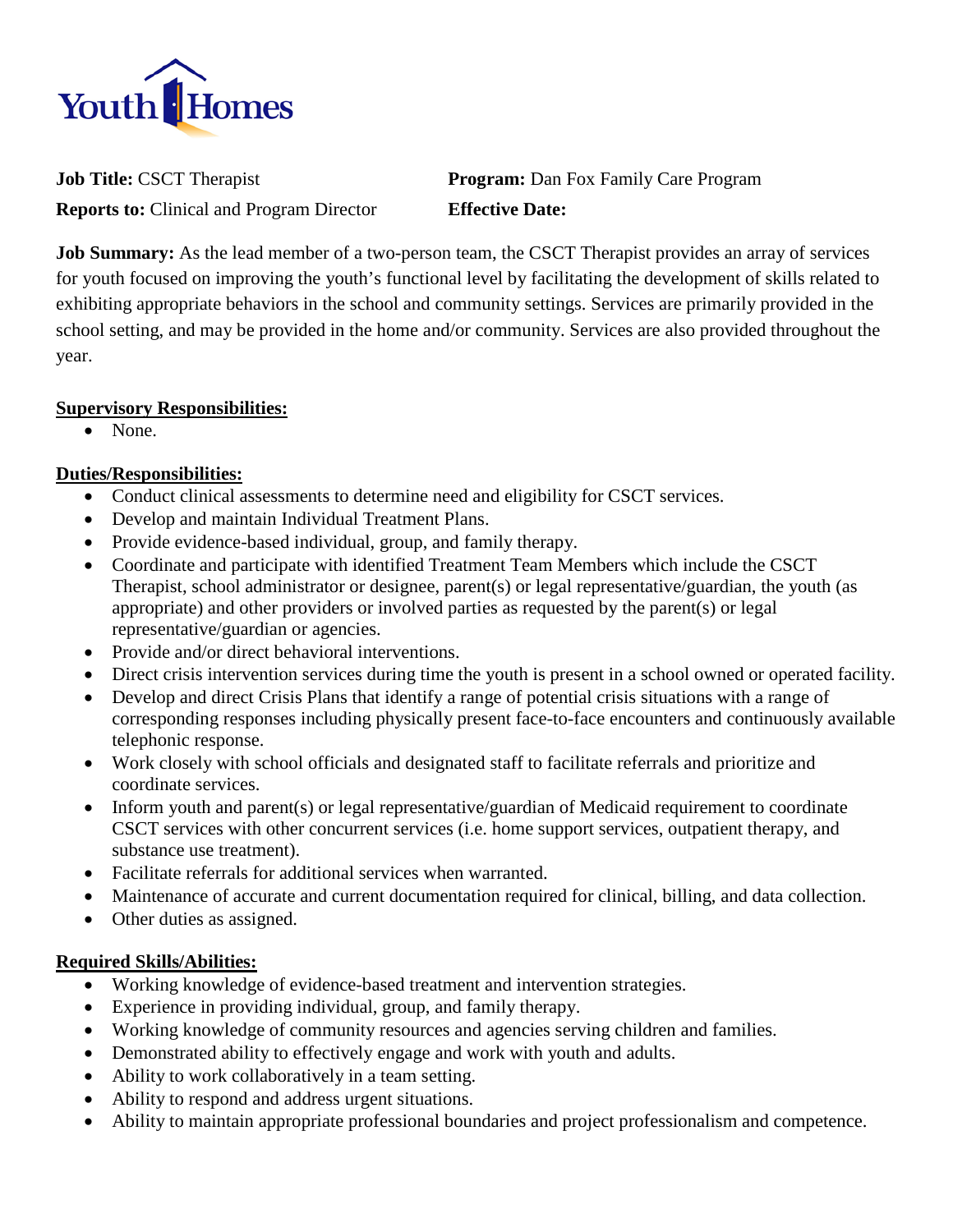Youth Homes

**Job Title:** CSCT Therapist

**Reports to:** Clinical and Program Director

**Program:** Dan Fox Family Care Program

**Effective Date:**

**Job Summary:** As the lead member of a two-person team, the CSCT Therapist provides an array of services for youth focused on improving the youth's functional level by facilitating the development of skills related to exhibiting appropriate behaviors in the school and community settings. Services are primarily provided in the school setting, and may be provided in the home and/or community. Services are also provided throughout the year.

**Supervisory Responsibilities:**

- None.

**Duties/Responsibilities:**

- Conduct clinical assessments to determine need and eligibility for CSCT services.
- Develop and maintain Individual Treatment Plans.
- Provide evidence-based individual, group, and family therapy.
- Coordinate and participate with identified Treatment Team Members which include the CSCT Therapist, school administrator or designee, parent(s) or legal representative/guardian, the youth (as appropriate) and other providers or involved parties as requested by the parent(s) or legal representative/guardian or agencies.
- Provide and/or direct behavioral interventions.
- Direct crisis intervention services during time the youth is present in a school owned or operated facility.
- Develop and direct Crisis Plans that identify a range of potential crisis situations with a range of corresponding responses including physically present face-to-face encounters and continuously available telephonic response.
- Work closely with school officials and designated staff to facilitate referrals and prioritize and coordinate services.
- Inform youth and parent(s) or legal representative/guardian of Medicaid requirement to coordinate CSCT services with other concurrent services (i.e. home support services, outpatient therapy, and substance use treatment).
- Facilitate referrals for additional services when warranted.
- Maintenance of accurate and current documentation required for clinical, billing, and data collection.
- Other duties as assigned.

**Required Skills/Abilities:**

- Working knowledge of evidence-based treatment and intervention strategies.
- Experience in providing individual, group, and family therapy.
- Working knowledge of community resources and agencies serving children and families.
- Demonstrated ability to effectively engage and work with youth and adults.
- Ability to work collaboratively in a team setting.
- Ability to respond and address urgent situations.
- Ability to maintain appropriate professional boundaries and project professionalism and competence.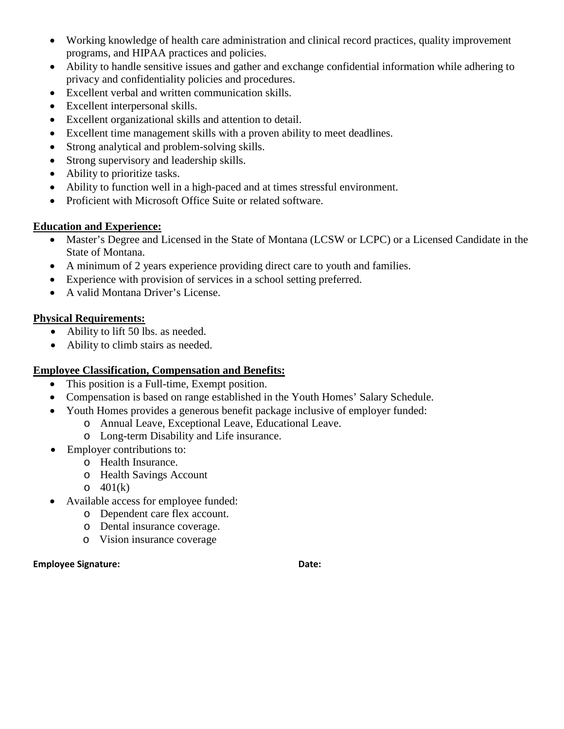- Working knowledge of health care administration and clinical record practices, quality improvement programs, and HIPAA practices and policies.
- Ability to handle sensitive issues and gather and exchange confidential information while adhering to privacy and confidentiality policies and procedures.
- Excellent verbal and written communication skills.
- Excellent interpersonal skills.
- Excellent organizational skills and attention to detail.
- Excellent time management skills with a proven ability to meet deadlines.
- Strong analytical and problem-solving skills.
- Strong supervisory and leadership skills.
- Ability to prioritize tasks.
- Ability to function well in a high-paced and at times stressful environment.
- Proficient with Microsoft Office Suite or related software.

**Education and Experience:**

- Master's Degree and Licensed in the State of Montana (LCSW or LCPC) or a Licensed Candidate in the State of Montana.
- A minimum of 2 years experience providing direct care to youth and families.
- Experience with provision of services in a school setting preferred.
- A valid Montana Driver's License.

**Physical Requirements:**

- Ability to lift 50 lbs. as needed.
- Ability to climb stairs as needed.

**Employee Classification, Compensation and Benefits:**

- This position is a Full-time, Exempt position.
- Compensation is based on range established in the Youth Homes' Salary Schedule.
- Youth Homes provides a generous benefit package inclusive of employer funded:
  - Annual Leave, Exceptional Leave, Educational Leave.
  - Long-term Disability and Life insurance.
- Employer contributions to:
  - Health Insurance.
  - Health Savings Account
  - 401(k)
- Available access for employee funded:
  - Dependent care flex account.
  - Dental insurance coverage.
  - Vision insurance coverage

**Employee Signature:** **Date:**